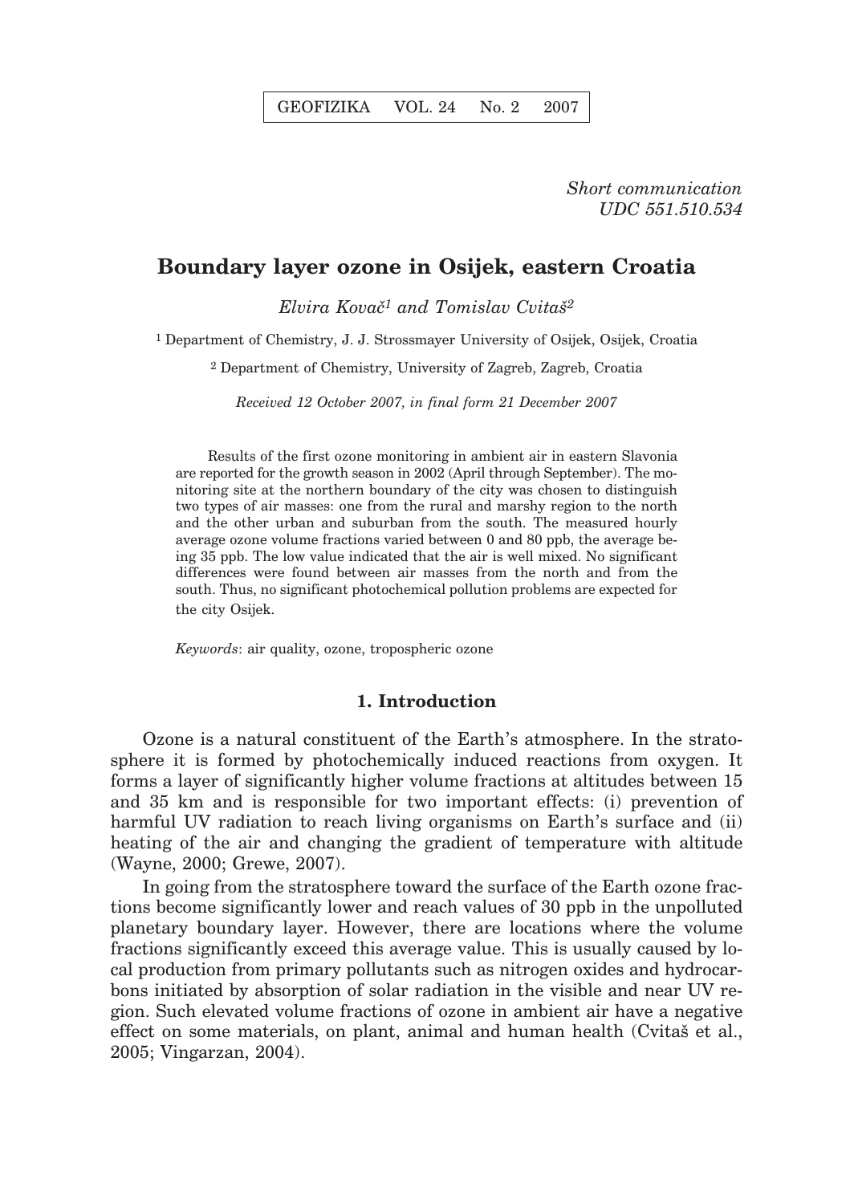*Short communication*
*UDC 551.510.534*

# Boundary layer ozone in Osijek, eastern Croatia

*Elvira Kovač[1] and Tomislav Cvitaš[2]*

[1] Department of Chemistry, J. J. Strossmayer University of Osijek, Osijek, Croatia

[2] Department of Chemistry, University of Zagreb, Zagreb, Croatia

*Received 12 October 2007, in final form 21 December 2007*

Results of the first ozone monitoring in ambient air in eastern Slavonia are reported for the growth season in 2002 (April through September). The monitoring site at the northern boundary of the city was chosen to distinguish two types of air masses: one from the rural and marshy region to the north and the other urban and suburban from the south. The measured hourly average ozone volume fractions varied between 0 and 80 ppb, the average being 35 ppb. The low value indicated that the air is well mixed. No significant differences were found between air masses from the north and from the south. Thus, no significant photochemical pollution problems are expected for the city Osijek.

*Keywords*: air quality, ozone, tropospheric ozone

## 1. Introduction

Ozone is a natural constituent of the Earth's atmosphere. In the stratosphere it is formed by photochemically induced reactions from oxygen. It forms a layer of significantly higher volume fractions at altitudes between 15 and 35 km and is responsible for two important effects: (i) prevention of harmful UV radiation to reach living organisms on Earth's surface and (ii) heating of the air and changing the gradient of temperature with altitude (Wayne, 2000; Grewe, 2007).

In going from the stratosphere toward the surface of the Earth ozone fractions become significantly lower and reach values of 30 ppb in the unpolluted planetary boundary layer. However, there are locations where the volume fractions significantly exceed this average value. This is usually caused by local production from primary pollutants such as nitrogen oxides and hydrocarbons initiated by absorption of solar radiation in the visible and near UV region. Such elevated volume fractions of ozone in ambient air have a negative effect on some materials, on plant, animal and human health (Cvitaš et al., 2005; Vingarzan, 2004).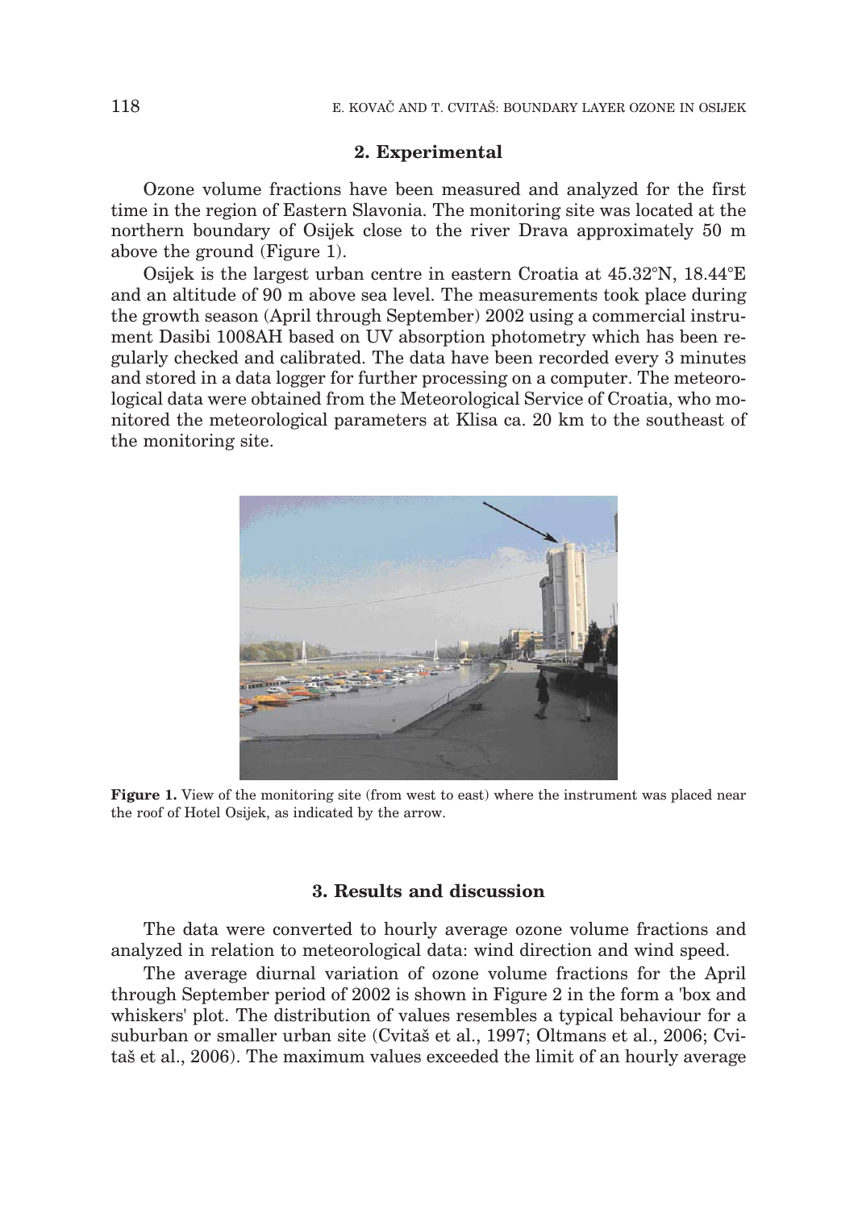## 2. Experimental

Ozone volume fractions have been measured and analyzed for the first time in the region of Eastern Slavonia. The monitoring site was located at the northern boundary of Osijek close to the river Drava approximately 50 m above the ground (Figure 1).

Osijek is the largest urban centre in eastern Croatia at 45.32°N, 18.44°E and an altitude of 90 m above sea level. The measurements took place during the growth season (April through September) 2002 using a commercial instrument Dasibi 1008AH based on UV absorption photometry which has been regularly checked and calibrated. The data have been recorded every 3 minutes and stored in a data logger for further processing on a computer. The meteorological data were obtained from the Meteorological Service of Croatia, who monitored the meteorological parameters at Klisa ca. 20 km to the southeast of the monitoring site.

**Figure 1.** View of the monitoring site (from west to east) where the instrument was placed near the roof of Hotel Osijek, as indicated by the arrow.

## 3. Results and discussion

The data were converted to hourly average ozone volume fractions and analyzed in relation to meteorological data: wind direction and wind speed.

The average diurnal variation of ozone volume fractions for the April through September period of 2002 is shown in Figure 2 in the form a 'box and whiskers' plot. The distribution of values resembles a typical behaviour for a suburban or smaller urban site (Cvitaš et al., 1997; Oltmans et al., 2006; Cvitaš et al., 2006). The maximum values exceeded the limit of an hourly average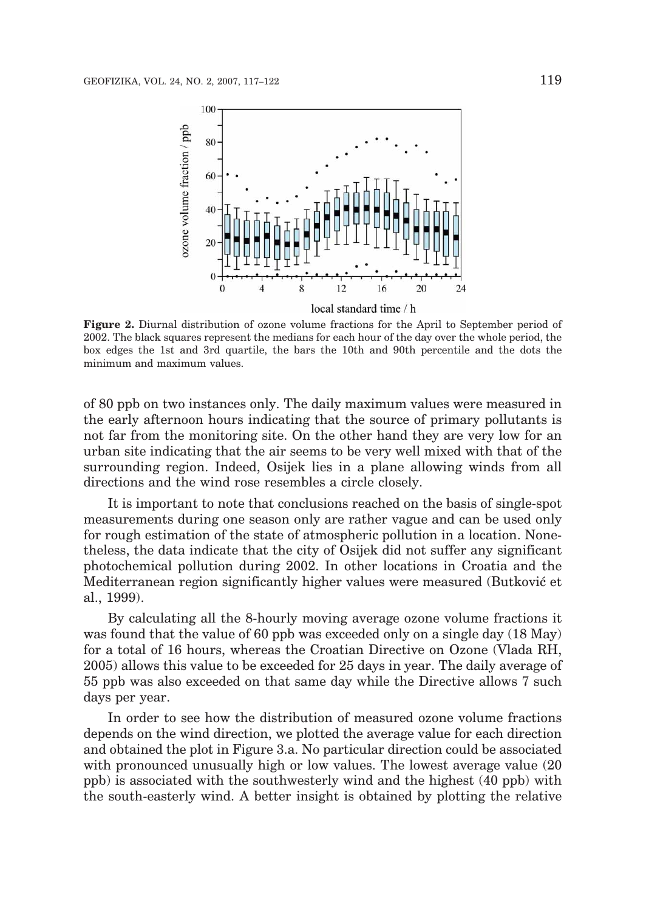**Figure 2.** Diurnal distribution of ozone volume fractions for the April to September period of 2002. The black squares represent the medians for each hour of the day over the whole period, the box edges the 1st and 3rd quartile, the bars the 10th and 90th percentile and the dots the minimum and maximum values.

of 80 ppb on two instances only. The daily maximum values were measured in the early afternoon hours indicating that the source of primary pollutants is not far from the monitoring site. On the other hand they are very low for an urban site indicating that the air seems to be very well mixed with that of the surrounding region. Indeed, Osijek lies in a plane allowing winds from all directions and the wind rose resembles a circle closely.

It is important to note that conclusions reached on the basis of single-spot measurements during one season only are rather vague and can be used only for rough estimation of the state of atmospheric pollution in a location. Nonetheless, the data indicate that the city of Osijek did not suffer any significant photochemical pollution during 2002. In other locations in Croatia and the Mediterranean region significantly higher values were measured (Butković et al., 1999).

By calculating all the 8-hourly moving average ozone volume fractions it was found that the value of 60 ppb was exceeded only on a single day (18 May) for a total of 16 hours, whereas the Croatian Directive on Ozone (Vlada RH, 2005) allows this value to be exceeded for 25 days in year. The daily average of 55 ppb was also exceeded on that same day while the Directive allows 7 such days per year.

In order to see how the distribution of measured ozone volume fractions depends on the wind direction, we plotted the average value for each direction and obtained the plot in Figure 3.a. No particular direction could be associated with pronounced unusually high or low values. The lowest average value (20 ppb) is associated with the southwesterly wind and the highest (40 ppb) with the south-easterly wind. A better insight is obtained by plotting the relative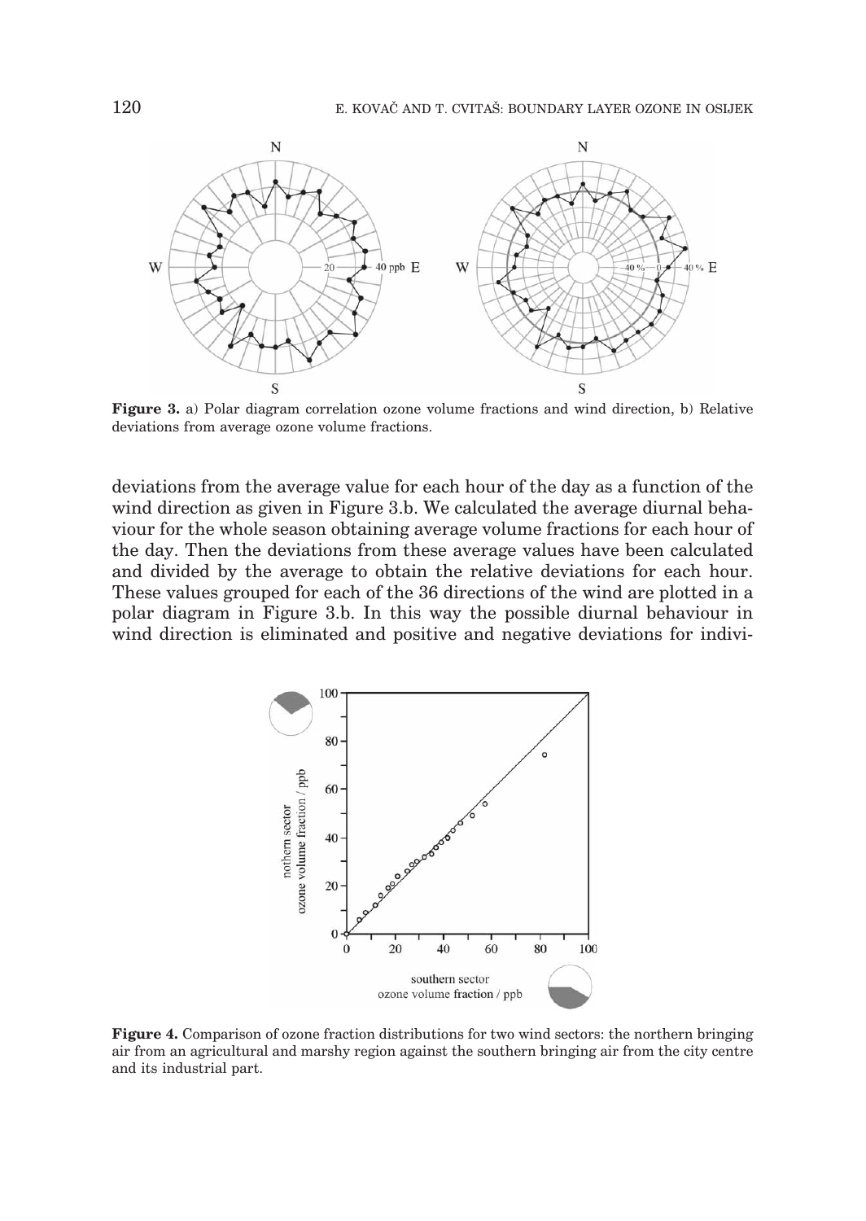**Figure 3.** a) Polar diagram correlation ozone volume fractions and wind direction, b) Relative deviations from average ozone volume fractions.

deviations from the average value for each hour of the day as a function of the wind direction as given in Figure 3.b. We calculated the average diurnal behaviour for the whole season obtaining average volume fractions for each hour of the day. Then the deviations from these average values have been calculated and divided by the average to obtain the relative deviations for each hour. These values grouped for each of the 36 directions of the wind are plotted in a polar diagram in Figure 3.b. In this way the possible diurnal behaviour in wind direction is eliminated and positive and negative deviations for indivi-

**Figure 4.** Comparison of ozone fraction distributions for two wind sectors: the northern bringing air from an agricultural and marshy region against the southern bringing air from the city centre and its industrial part.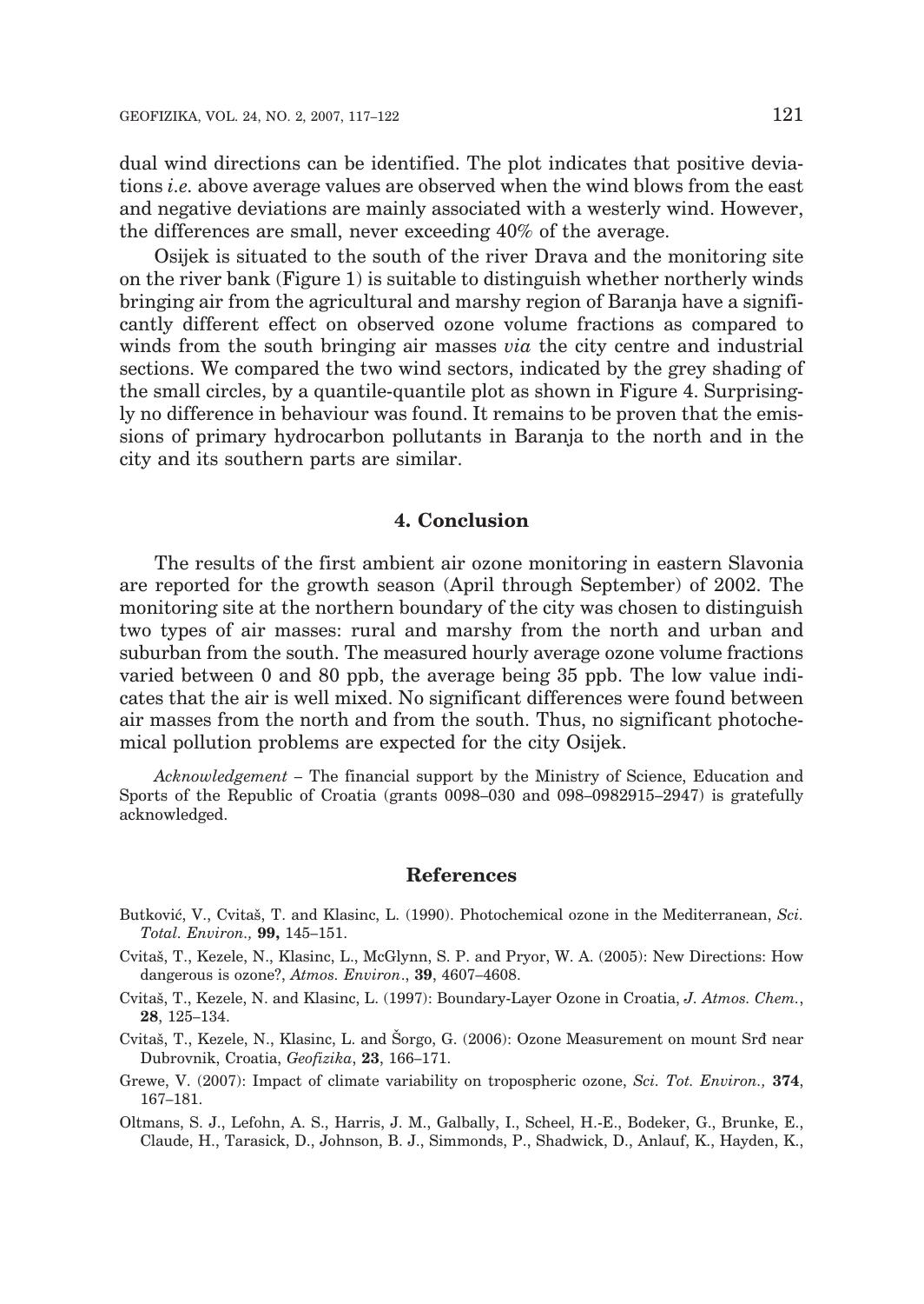dual wind directions can be identified. The plot indicates that positive deviations *i.e.* above average values are observed when the wind blows from the east and negative deviations are mainly associated with a westerly wind. However, the differences are small, never exceeding 40% of the average.

Osijek is situated to the south of the river Drava and the monitoring site on the river bank (Figure 1) is suitable to distinguish whether northerly winds bringing air from the agricultural and marshy region of Baranja have a significantly different effect on observed ozone volume fractions as compared to winds from the south bringing air masses *via* the city centre and industrial sections. We compared the two wind sectors, indicated by the grey shading of the small circles, by a quantile-quantile plot as shown in Figure 4. Surprisingly no difference in behaviour was found. It remains to be proven that the emissions of primary hydrocarbon pollutants in Baranja to the north and in the city and its southern parts are similar.

## 4. Conclusion

The results of the first ambient air ozone monitoring in eastern Slavonia are reported for the growth season (April through September) of 2002. The monitoring site at the northern boundary of the city was chosen to distinguish two types of air masses: rural and marshy from the north and urban and suburban from the south. The measured hourly average ozone volume fractions varied between 0 and 80 ppb, the average being 35 ppb. The low value indicates that the air is well mixed. No significant differences were found between air masses from the north and from the south. Thus, no significant photochemical pollution problems are expected for the city Osijek.

*Acknowledgement* – The financial support by the Ministry of Science, Education and Sports of the Republic of Croatia (grants 0098–030 and 098–0982915–2947) is gratefully acknowledged.

## References

Butković, V., Cvitaš, T. and Klasinc, L. (1990). Photochemical ozone in the Mediterranean, *Sci. Total. Environ.,* **99,** 145–151.

Cvitaš, T., Kezele, N., Klasinc, L., McGlynn, S. P. and Pryor, W. A. (2005): New Directions: How dangerous is ozone?, *Atmos. Environ*., **39**, 4607–4608.

Cvitaš, T., Kezele, N. and Klasinc, L. (1997): Boundary-Layer Ozone in Croatia, *J. Atmos. Chem.*, **28**, 125–134.

Cvitaš, T., Kezele, N., Klasinc, L. and Šorgo, G. (2006): Ozone Measurement on mount Srđ near Dubrovnik, Croatia, *Geofizika*, **23**, 166–171.

Grewe, V. (2007): Impact of climate variability on tropospheric ozone, *Sci. Tot. Environ.,* **374**, 167–181.

Oltmans, S. J., Lefohn, A. S., Harris, J. M., Galbally, I., Scheel, H.-E., Bodeker, G., Brunke, E., Claude, H., Tarasick, D., Johnson, B. J., Simmonds, P., Shadwick, D., Anlauf, K., Hayden, K.,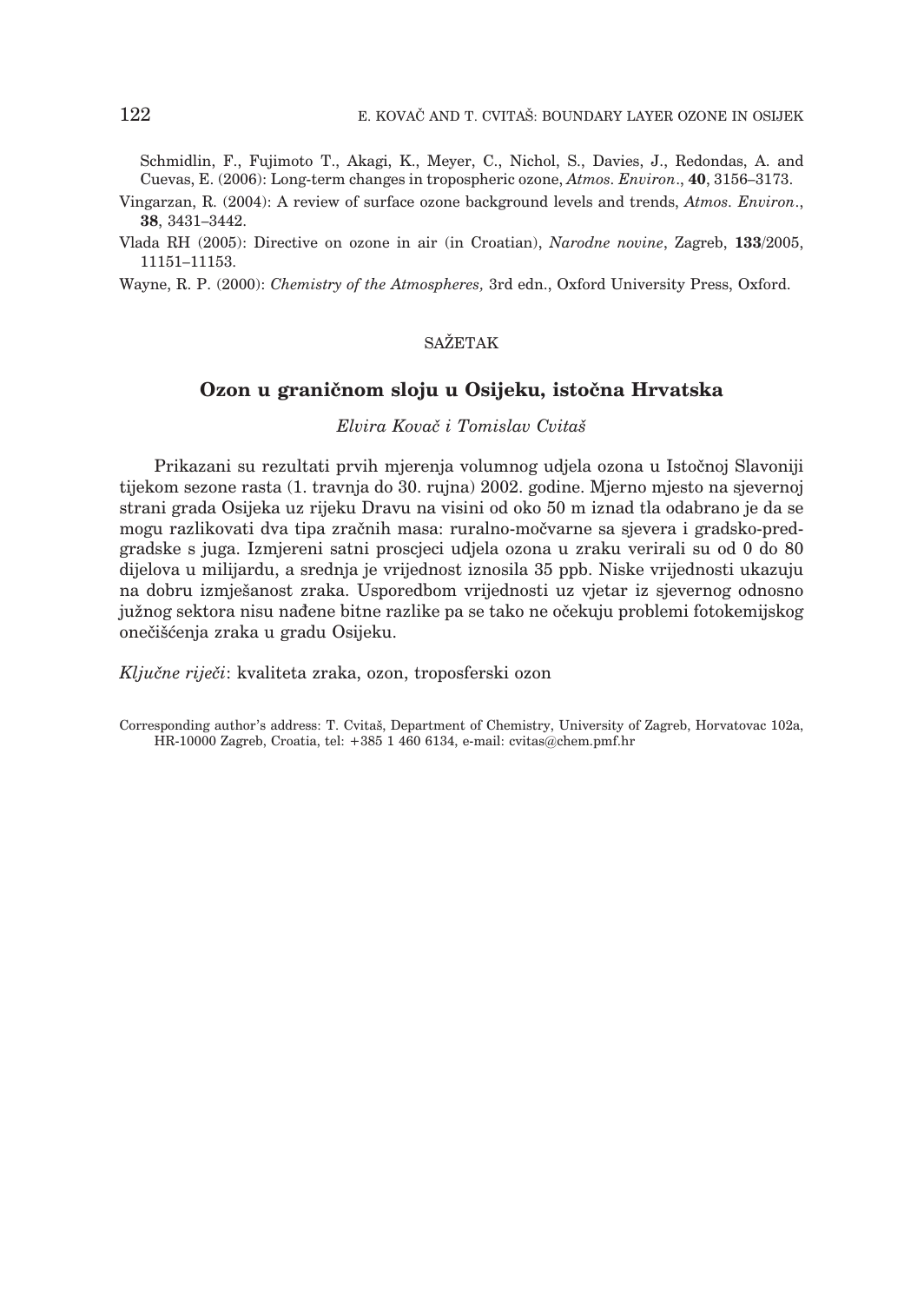Schmidlin, F., Fujimoto T., Akagi, K., Meyer, C., Nichol, S., Davies, J., Redondas, A. and Cuevas, E. (2006): Long-term changes in tropospheric ozone, *Atmos. Environ.*, **40**, 3156–3173.

Vingarzan, R. (2004): A review of surface ozone background levels and trends, *Atmos. Environ.*, **38**, 3431–3442.

Vlada RH (2005): Directive on ozone in air (in Croatian), *Narodne novine*, Zagreb, **133**/2005, 11151–11153.

Wayne, R. P. (2000): *Chemistry of the Atmospheres,* 3rd edn., Oxford University Press, Oxford.

SAŽETAK

## Ozon u graničnom sloju u Osijeku, istočna Hrvatska

*Elvira Kovač i Tomislav Cvitaš*

Prikazani su rezultati prvih mjerenja volumnog udjela ozona u Istočnoj Slavoniji tijekom sezone rasta (1. travnja do 30. rujna) 2002. godine. Mjerno mjesto na sjevernoj strani grada Osijeka uz rijeku Dravu na visini od oko 50 m iznad tla odabrano je da se mogu razlikovati dva tipa zračnih masa: ruralno-močvarne sa sjevera i gradsko-predgradske s juga. Izmjereni satni proscjeci udjela ozona u zraku verirali su od 0 do 80 dijelova u milijardu, a srednja je vrijednost iznosila 35 ppb. Niske vrijednosti ukazuju na dobru izmješanost zraka. Usporedbom vrijednosti uz vjetar iz sjevernog odnosno južnog sektora nisu nađene bitne razlike pa se tako ne očekuju problemi fotokemijskog onečišćenja zraka u gradu Osijeku.

*Ključne riječi*: kvaliteta zraka, ozon, troposferski ozon

Corresponding author's address: T. Cvitaš, Department of Chemistry, University of Zagreb, Horvatovac 102a, HR-10000 Zagreb, Croatia, tel: +385 1 460 6134, e-mail: cvitas@chem.pmf.hr